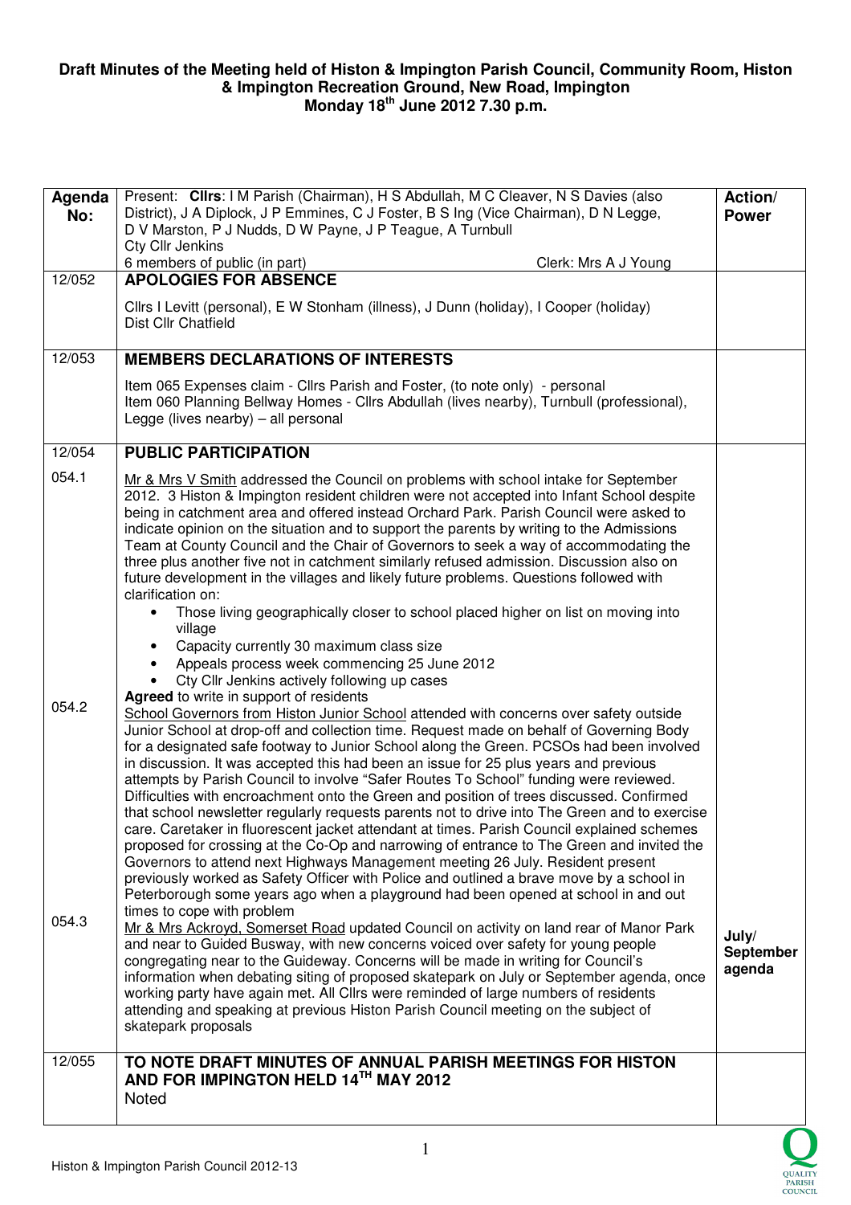# Draft Minutes of the Meeting held of Histon & Impington Parish Council, Community Room, Histon & Impington Recreation Ground, New Road, Impington Monday 18th June 2012 7.30 p.m.

| Agenda No: | Present: **Cllrs**: I M Parish (Chairman), H S Abdullah, M C Cleaver, N S Davies (also District), J A Diplock, J P Emmines, C J Foster, B S Ing (Vice Chairman), D N Legge, D V Marston, P J Nudds, D W Payne, J P Teague, A Turnbull<br>Cty Cllr Jenkins<br>6 members of public (in part) Clerk: Mrs A J Young | Action/ Power |
|---|---|---|
| 12/052 | **APOLOGIES FOR ABSENCE**<br><br>Cllrs I Levitt (personal), E W Stonham (illness), J Dunn (holiday), I Cooper (holiday)<br>Dist Cllr Chatfield | |
| 12/053 | **MEMBERS DECLARATIONS OF INTERESTS**<br><br>Item 065 Expenses claim - Cllrs Parish and Foster, (to note only) - personal<br>Item 060 Planning Bellway Homes - Cllrs Abdullah (lives nearby), Turnbull (professional), Legge (lives nearby) – all personal | |
| 12/054 | **PUBLIC PARTICIPATION** | |
| 054.1 | Mr & Mrs V Smith addressed the Council on problems with school intake for September 2012. 3 Histon & Impington resident children were not accepted into Infant School despite being in catchment area and offered instead Orchard Park. Parish Council were asked to indicate opinion on the situation and to support the parents by writing to the Admissions Team at County Council and the Chair of Governors to seek a way of accommodating the three plus another five not in catchment similarly refused admission. Discussion also on future development in the villages and likely future problems. Questions followed with clarification on:<br>• Those living geographically closer to school placed higher on list on moving into village<br>• Capacity currently 30 maximum class size<br>• Appeals process week commencing 25 June 2012<br>• Cty Cllr Jenkins actively following up cases<br>**Agreed** to write in support of residents | |
| 054.2 | School Governors from Histon Junior School attended with concerns over safety outside Junior School at drop-off and collection time. Request made on behalf of Governing Body for a designated safe footway to Junior School along the Green. PCSOs had been involved in discussion. It was accepted this had been an issue for 25 plus years and previous attempts by Parish Council to involve "Safer Routes To School" funding were reviewed. Difficulties with encroachment onto the Green and position of trees discussed. Confirmed that school newsletter regularly requests parents not to drive into The Green and to exercise care. Caretaker in fluorescent jacket attendant at times. Parish Council explained schemes proposed for crossing at the Co-Op and narrowing of entrance to The Green and invited the Governors to attend next Highways Management meeting 26 July. Resident present previously worked as Safety Officer with Police and outlined a brave move by a school in Peterborough some years ago when a playground had been opened at school in and out times to cope with problem | |
| 054.3 | Mr & Mrs Ackroyd, Somerset Road updated Council on activity on land rear of Manor Park and near to Guided Busway, with new concerns voiced over safety for young people congregating near to the Guideway. Concerns will be made in writing for Council's information when debating siting of proposed skatepark on July or September agenda, once working party have again met. All Cllrs were reminded of large numbers of residents attending and speaking at previous Histon Parish Council meeting on the subject of skatepark proposals | July/ September agenda |
| 12/055 | **TO NOTE DRAFT MINUTES OF ANNUAL PARISH MEETINGS FOR HISTON AND FOR IMPINGTON HELD 14TH MAY 2012**<br>Noted | |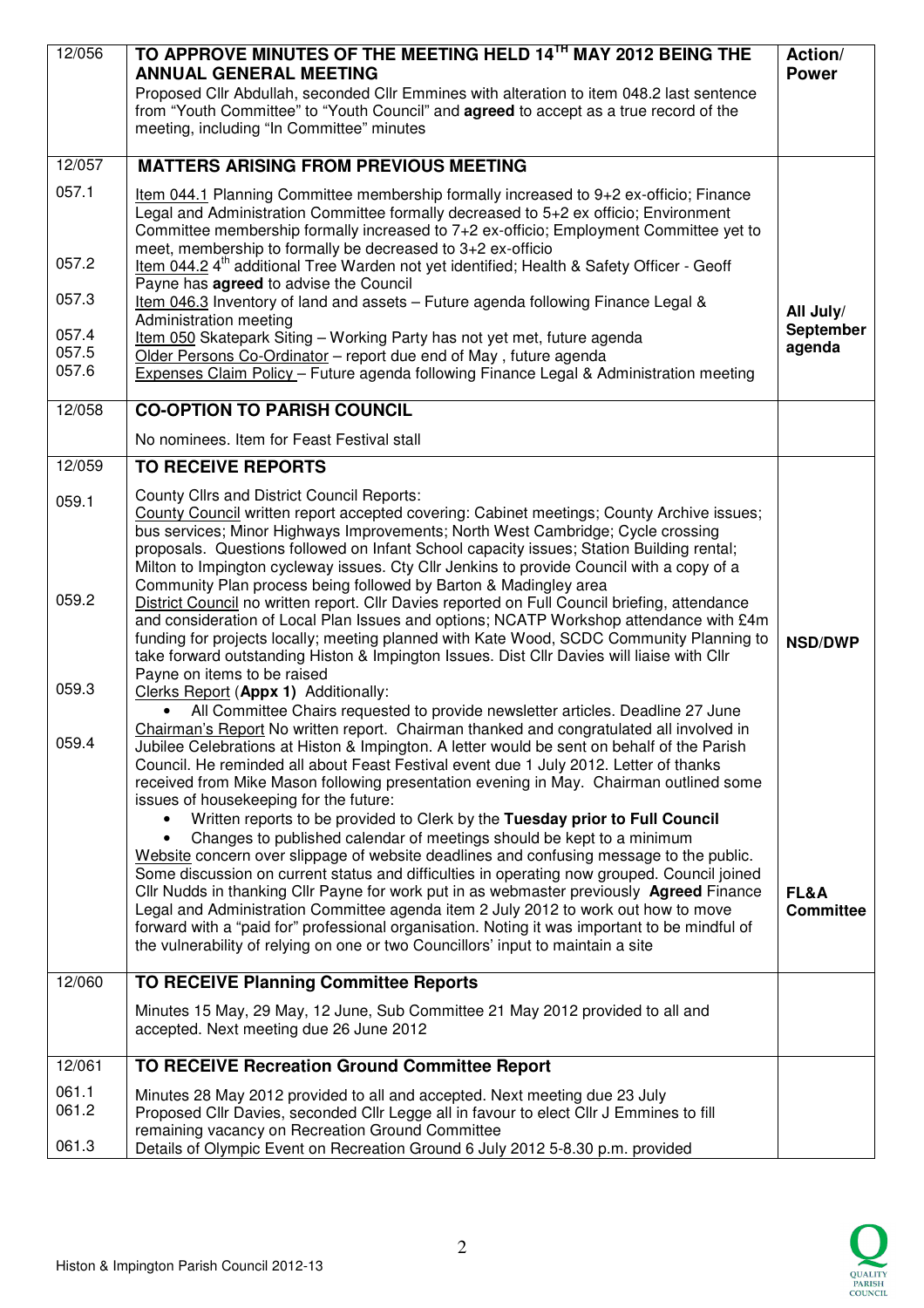| | | |
|---|---|---|
| 12/056 | **TO APPROVE MINUTES OF THE MEETING HELD 14TH MAY 2012 BEING THE ANNUAL GENERAL MEETING**<br>Proposed Cllr Abdullah, seconded Cllr Emmines with alteration to item 048.2 last sentence from "Youth Committee" to "Youth Council" and **agreed** to accept as a true record of the meeting, including "In Committee" minutes | **Action/ Power** |
| 12/057 | **MATTERS ARISING FROM PREVIOUS MEETING** | |
| 057.1<br><br><br><br>057.2<br><br>057.3<br><br>057.4<br>057.5<br>057.6 | Item 044.1 Planning Committee membership formally increased to 9+2 ex-officio; Finance Legal and Administration Committee formally decreased to 5+2 ex officio; Environment Committee membership formally increased to 7+2 ex-officio; Employment Committee yet to meet, membership to formally be decreased to 3+2 ex-officio<br>Item 044.2 4th additional Tree Warden not yet identified; Health & Safety Officer - Geoff Payne has **agreed** to advise the Council<br>Item 046.3 Inventory of land and assets – Future agenda following Finance Legal & Administration meeting<br>Item 050 Skatepark Siting – Working Party has not yet met, future agenda<br>Older Persons Co-Ordinator – report due end of May , future agenda<br>Expenses Claim Policy – Future agenda following Finance Legal & Administration meeting | **All July/ September agenda** |
| 12/058 | **CO-OPTION TO PARISH COUNCIL**<br><br>No nominees. Item for Feast Festival stall | |
| 12/059 | **TO RECEIVE REPORTS** | |
| 059.1<br><br><br><br><br><br>059.2<br><br><br><br><br>059.3<br><br>059.4 | County Cllrs and District Council Reports:<br>County Council written report accepted covering: Cabinet meetings; County Archive issues; bus services; Minor Highways Improvements; North West Cambridge; Cycle crossing proposals. Questions followed on Infant School capacity issues; Station Building rental; Milton to Impington cycleway issues. Cty Cllr Jenkins to provide Council with a copy of a Community Plan process being followed by Barton & Madingley area<br>District Council no written report. Cllr Davies reported on Full Council briefing, attendance and consideration of Local Plan Issues and options; NCATP Workshop attendance with £4m funding for projects locally; meeting planned with Kate Wood, SCDC Community Planning to take forward outstanding Histon & Impington Issues. Dist Cllr Davies will liaise with Cllr Payne on items to be raised<br>Clerks Report (**Appx 1)** Additionally:<br>• All Committee Chairs requested to provide newsletter articles. Deadline 27 June<br>Chairman's Report No written report. Chairman thanked and congratulated all involved in Jubilee Celebrations at Histon & Impington. A letter would be sent on behalf of the Parish Council. He reminded all about Feast Festival event due 1 July 2012. Letter of thanks received from Mike Mason following presentation evening in May. Chairman outlined some issues of housekeeping for the future:<br>• Written reports to be provided to Clerk by the **Tuesday prior to Full Council**<br>• Changes to published calendar of meetings should be kept to a minimum<br>Website concern over slippage of website deadlines and confusing message to the public. Some discussion on current status and difficulties in operating now grouped. Council joined Cllr Nudds in thanking Cllr Payne for work put in as webmaster previously **Agreed** Finance Legal and Administration Committee agenda item 2 July 2012 to work out how to move forward with a "paid for" professional organisation. Noting it was important to be mindful of the vulnerability of relying on one or two Councillors' input to maintain a site | **NSD/DWP**<br><br><br><br><br><br><br>**FL&A Committee** |
| 12/060 | **TO RECEIVE Planning Committee Reports**<br><br>Minutes 15 May, 29 May, 12 June, Sub Committee 21 May 2012 provided to all and accepted. Next meeting due 26 June 2012 | |
| 12/061 | **TO RECEIVE Recreation Ground Committee Report** | |
| 061.1<br>061.2<br><br>061.3 | Minutes 28 May 2012 provided to all and accepted. Next meeting due 23 July<br>Proposed Cllr Davies, seconded Cllr Legge all in favour to elect Cllr J Emmines to fill remaining vacancy on Recreation Ground Committee<br>Details of Olympic Event on Recreation Ground 6 July 2012 5-8.30 p.m. provided | |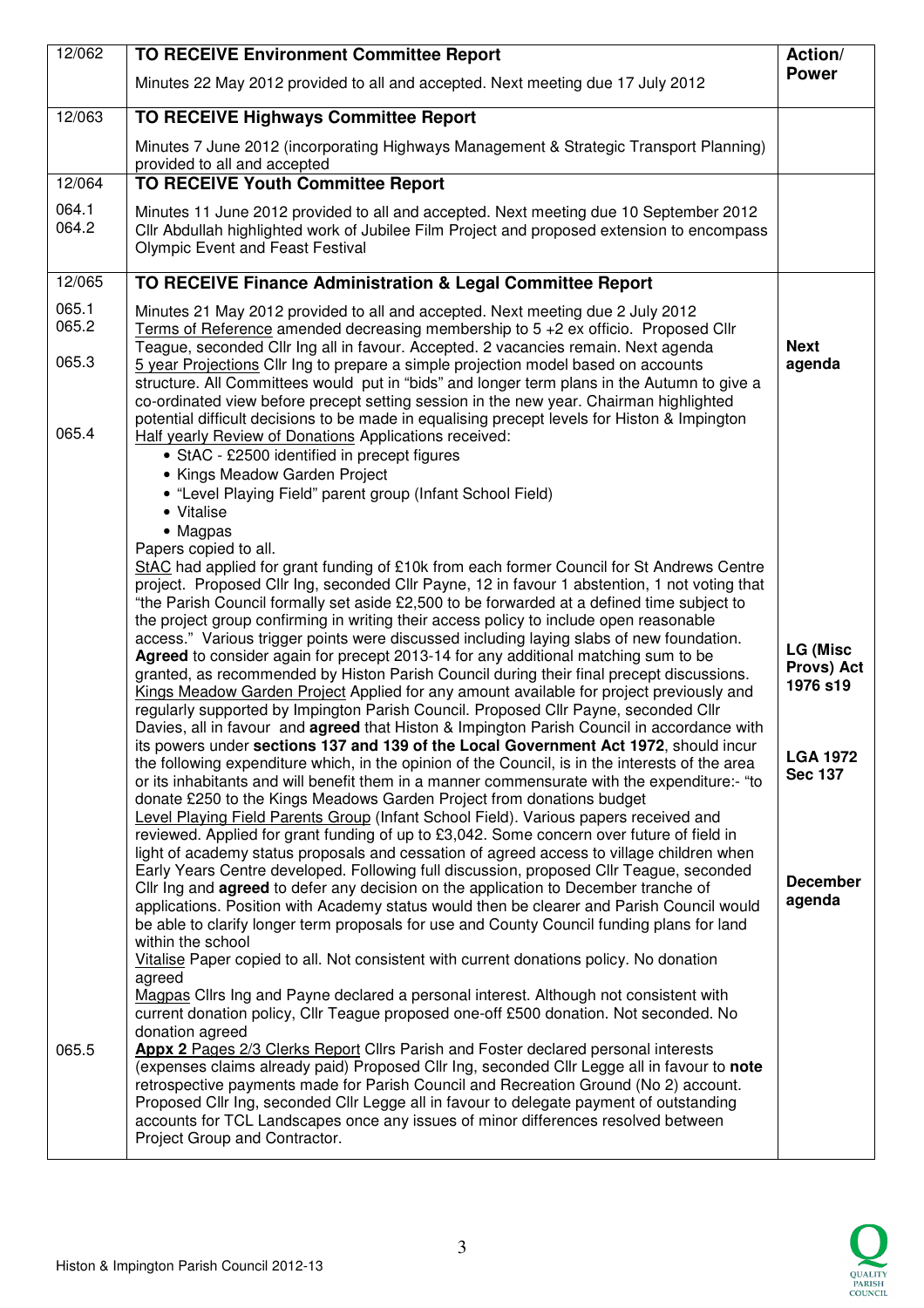| 12/062 | **TO RECEIVE Environment Committee Report**<br>Minutes 22 May 2012 provided to all and accepted. Next meeting due 17 July 2012 | **Action/ Power** |
|---|---|---|
| 12/063 | **TO RECEIVE Highways Committee Report**<br>Minutes 7 June 2012 (incorporating Highways Management & Strategic Transport Planning) provided to all and accepted | |
| 12/064<br>064.1<br>064.2 | **TO RECEIVE Youth Committee Report**<br>Minutes 11 June 2012 provided to all and accepted. Next meeting due 10 September 2012<br>Cllr Abdullah highlighted work of Jubilee Film Project and proposed extension to encompass Olympic Event and Feast Festival | |
| 12/065<br>065.1<br>065.2<br><br>065.3 | **TO RECEIVE Finance Administration & Legal Committee Report**<br>Minutes 21 May 2012 provided to all and accepted. Next meeting due 2 July 2012<br>Terms of Reference amended decreasing membership to 5 +2 ex officio. Proposed Cllr Teague, seconded Cllr Ing all in favour. Accepted. 2 vacancies remain. Next agenda<br>5 year Projections Cllr Ing to prepare a simple projection model based on accounts structure. All Committees would put in "bids" and longer term plans in the Autumn to give a co-ordinated view before precept setting session in the new year. Chairman highlighted potential difficult decisions to be made in equalising precept levels for Histon & Impington | **Next agenda** |
| 065.4 | Half yearly Review of Donations Applications received:<br>• StAC - £2500 identified in precept figures<br>• Kings Meadow Garden Project<br>• "Level Playing Field" parent group (Infant School Field)<br>• Vitalise<br>• Magpas<br>Papers copied to all.<br>StAC had applied for grant funding of £10k from each former Council for St Andrews Centre project. Proposed Cllr Ing, seconded Cllr Payne, 12 in favour 1 abstention, 1 not voting that "the Parish Council formally set aside £2,500 to be forwarded at a defined time subject to the project group confirming in writing their access policy to include open reasonable access." Various trigger points were discussed including laying slabs of new foundation. **Agreed** to consider again for precept 2013-14 for any additional matching sum to be granted, as recommended by Histon Parish Council during their final precept discussions. | **LG (Misc Provs) Act 1976 s19** |
| | Kings Meadow Garden Project Applied for any amount available for project previously and regularly supported by Impington Parish Council. Proposed Cllr Payne, seconded Cllr Davies, all in favour and **agreed** that Histon & Impington Parish Council in accordance with its powers under **sections 137 and 139 of the Local Government Act 1972**, should incur the following expenditure which, in the opinion of the Council, is in the interests of the area or its inhabitants and will benefit them in a manner commensurate with the expenditure:- "to donate £250 to the Kings Meadows Garden Project from donations budget | **LGA 1972 Sec 137** |
| | Level Playing Field Parents Group (Infant School Field). Various papers received and reviewed. Applied for grant funding of up to £3,042. Some concern over future of field in light of academy status proposals and cessation of agreed access to village children when Early Years Centre developed. Following full discussion, proposed Cllr Teague, seconded Cllr Ing and **agreed** to defer any decision on the application to December tranche of applications. Position with Academy status would then be clearer and Parish Council would be able to clarify longer term proposals for use and County Council funding plans for land within the school<br>Vitalise Paper copied to all. Not consistent with current donations policy. No donation agreed<br>Magpas Cllrs Ing and Payne declared a personal interest. Although not consistent with current donation policy, Cllr Teague proposed one-off £500 donation. Not seconded. No donation agreed | **December agenda** |
| 065.5 | **Appx 2** Pages 2/3 Clerks Report Cllrs Parish and Foster declared personal interests (expenses claims already paid) Proposed Cllr Ing, seconded Cllr Legge all in favour to **note** retrospective payments made for Parish Council and Recreation Ground (No 2) account. Proposed Cllr Ing, seconded Cllr Legge all in favour to delegate payment of outstanding accounts for TCL Landscapes once any issues of minor differences resolved between Project Group and Contractor. | |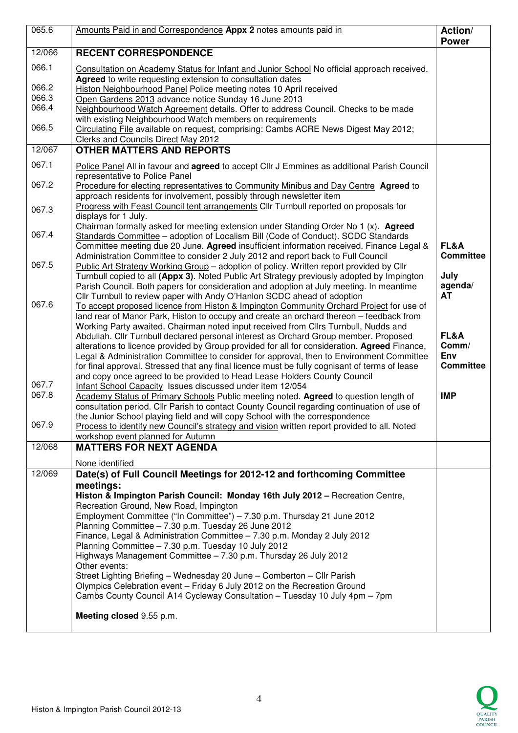| 065.6 | Amounts Paid in and Correspondence **Appx 2** notes amounts paid in | **Action/ Power** |
|---|---|---|
| 12/066 | **RECENT CORRESPONDENCE** | |
| 066.1 | Consultation on Academy Status for Infant and Junior School No official approach received. **Agreed** to write requesting extension to consultation dates | |
| 066.2 | Histon Neighbourhood Panel Police meeting notes 10 April received | |
| 066.3 | Open Gardens 2013 advance notice Sunday 16 June 2013 | |
| 066.4 | Neighbourhood Watch Agreement details. Offer to address Council. Checks to be made with existing Neighbourhood Watch members on requirements | |
| 066.5 | Circulating File available on request, comprising: Cambs ACRE News Digest May 2012; Clerks and Councils Direct May 2012 | |
| 12/067 | **OTHER MATTERS AND REPORTS** | |
| 067.1 | Police Panel All in favour and **agreed** to accept Cllr J Emmines as additional Parish Council representative to Police Panel | |
| 067.2 | Procedure for electing representatives to Community Minibus and Day Centre **Agreed** to approach residents for involvement, possibly through newsletter item | |
| 067.3 | Progress with Feast Council tent arrangements Cllr Turnbull reported on proposals for displays for 1 July. Chairman formally asked for meeting extension under Standing Order No 1 (x). **Agreed** | |
| 067.4 | Standards Committee – adoption of Localism Bill (Code of Conduct). SCDC Standards Committee meeting due 20 June. **Agreed** insufficient information received. Finance Legal & Administration Committee to consider 2 July 2012 and report back to Full Council | **FL&A Committee** |
| 067.5 | Public Art Strategy Working Group – adoption of policy. Written report provided by Cllr Turnbull copied to all **(Appx 3)**. Noted Public Art Strategy previously adopted by Impington Parish Council. Both papers for consideration and adoption at July meeting. In meantime Cllr Turnbull to review paper with Andy O'Hanlon SCDC ahead of adoption | **July agenda/ AT** |
| 067.6 | To accept proposed licence from Histon & Impington Community Orchard Project for use of land rear of Manor Park, Histon to occupy and create an orchard thereon – feedback from Working Party awaited. Chairman noted input received from Cllrs Turnbull, Nudds and Abdullah. Cllr Turnbull declared personal interest as Orchard Group member. Proposed alterations to licence provided by Group provided for all for consideration. **Agreed** Finance, Legal & Administration Committee to consider for approval, then to Environment Committee for final approval. Stressed that any final licence must be fully cognisant of terms of lease and copy once agreed to be provided to Head Lease Holders County Council | **FL&A Comm/ Env Committee** |
| 067.7 | Infant School Capacity Issues discussed under item 12/054 | |
| 067.8 | Academy Status of Primary Schools Public meeting noted. **Agreed** to question length of consultation period. Cllr Parish to contact County Council regarding continuation of use of the Junior School playing field and will copy School with the correspondence | **IMP** |
| 067.9 | Process to identify new Council's strategy and vision written report provided to all. Noted workshop event planned for Autumn | |
| 12/068 | **MATTERS FOR NEXT AGENDA**<br>None identified | |
| 12/069 | **Date(s) of Full Council Meetings for 2012-12 and forthcoming Committee meetings:**<br>**Histon & Impington Parish Council: Monday 16th July 2012 –** Recreation Centre, Recreation Ground, New Road, Impington<br>Employment Committee ("In Committee") – 7.30 p.m. Thursday 21 June 2012<br>Planning Committee – 7.30 p.m. Tuesday 26 June 2012<br>Finance, Legal & Administration Committee – 7.30 p.m. Monday 2 July 2012<br>Planning Committee – 7.30 p.m. Tuesday 10 July 2012<br>Highways Management Committee – 7.30 p.m. Thursday 26 July 2012<br>Other events:<br>Street Lighting Briefing – Wednesday 20 June – Comberton – Cllr Parish<br>Olympics Celebration event – Friday 6 July 2012 on the Recreation Ground<br>Cambs County Council A14 Cycleway Consultation – Tuesday 10 July 4pm – 7pm<br><br>**Meeting closed** 9.55 p.m. | |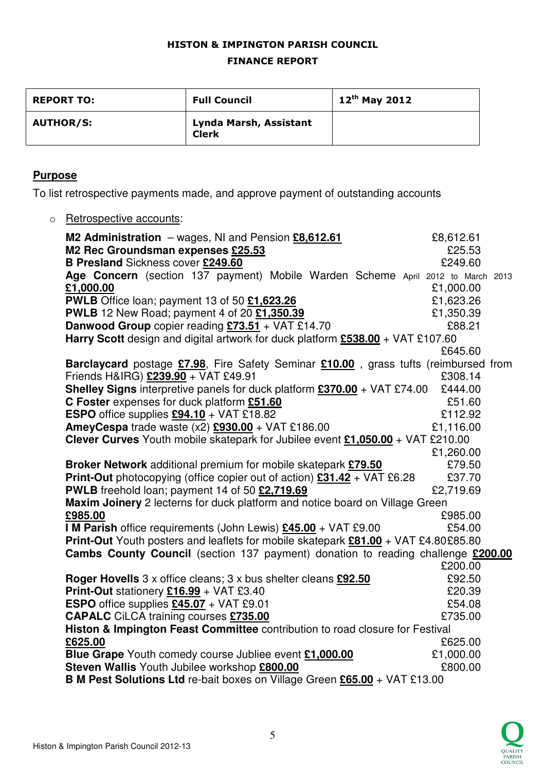**HISTON & IMPINGTON PARISH COUNCIL**

**FINANCE REPORT**

| **REPORT TO:** | **Full Council** | **12th May 2012** |
|---|---|---|
| **AUTHOR/S:** | **Lynda Marsh, Assistant Clerk** | |

## Purpose

To list retrospective payments made, and approve payment of outstanding accounts

- Retrospective accounts:

**M2 Administration** – wages, NI and Pension **£8,612.61** £8,612.61
**M2 Rec Groundsman expenses £25.53** £25.53
**B Presland** Sickness cover **£249.60** £249.60
**Age Concern** (section 137 payment) Mobile Warden Scheme April 2012 to March 2013 **£1,000.00** £1,000.00
**PWLB** Office loan; payment 13 of 50 **£1,623.26** £1,623.26
**PWLB** 12 New Road; payment 4 of 20 **£1,350.39** £1,350.39
**Danwood Group** copier reading **£73.51** + VAT £14.70 £88.21
**Harry Scott** design and digital artwork for duck platform **£538.00** + VAT £107.60 £645.60
**Barclaycard** postage **£7.98**, Fire Safety Seminar **£10.00** , grass tufts (reimbursed from Friends H&IRG) **£239.90** + VAT £49.91 £308.14
**Shelley Signs** interpretive panels for duck platform **£370.00** + VAT £74.00 £444.00
**C Foster** expenses for duck platform **£51.60** £51.60
**ESPO** office supplies **£94.10** + VAT £18.82 £112.92
**AmeyCespa** trade waste (x2) **£930.00** + VAT £186.00 £1,116.00
**Clever Curves** Youth mobile skatepark for Jubilee event **£1,050.00** + VAT £210.00 £1,260.00
**Broker Network** additional premium for mobile skatepark **£79.50** £79.50
**Print-Out** photocopying (office copier out of action) **£31.42** + VAT £6.28 £37.70
**PWLB** freehold loan; payment 14 of 50 **£2,719.69** £2,719.69
**Maxim Joinery** 2 lecterns for duck platform and notice board on Village Green **£985.00** £985.00
**I M Parish** office requirements (John Lewis) **£45.00** + VAT £9.00 £54.00
**Print-Out** Youth posters and leaflets for mobile skatepark **£81.00** + VAT £4.80 £85.80
**Cambs County Council** (section 137 payment) donation to reading challenge **£200.00** £200.00
**Roger Hovells** 3 x office cleans; 3 x bus shelter cleans **£92.50** £92.50
**Print-Out** stationery **£16.99** + VAT £3.40 £20.39
**ESPO** office supplies **£45.07** + VAT £9.01 £54.08
**CAPALC** CiLCA training courses **£735.00** £735.00
**Histon & Impington Feast Committee** contribution to road closure for Festival **£625.00** £625.00
**Blue Grape** Youth comedy course Jubliee event **£1,000.00** £1,000.00
**Steven Wallis** Youth Jubilee workshop **£800.00** £800.00
**B M Pest Solutions Ltd** re-bait boxes on Village Green **£65.00** + VAT £13.00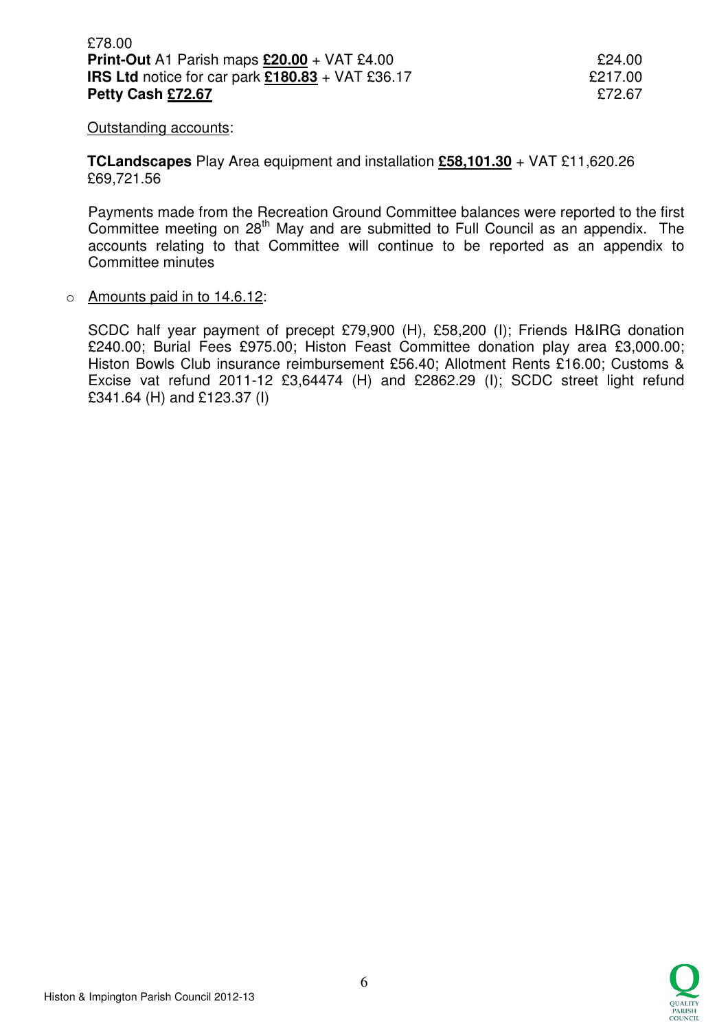£78.00
**Print-Out** A1 Parish maps **£20.00** + VAT £4.00 £24.00
**IRS Ltd** notice for car park **£180.83** + VAT £36.17 £217.00
**Petty Cash £72.67** £72.67

Outstanding accounts:

**TCLandscapes** Play Area equipment and installation **£58,101.30** + VAT £11,620.26 £69,721.56

Payments made from the Recreation Ground Committee balances were reported to the first Committee meeting on 28th May and are submitted to Full Council as an appendix. The accounts relating to that Committee will continue to be reported as an appendix to Committee minutes

- Amounts paid in to 14.6.12:

  SCDC half year payment of precept £79,900 (H), £58,200 (I); Friends H&IRG donation £240.00; Burial Fees £975.00; Histon Feast Committee donation play area £3,000.00; Histon Bowls Club insurance reimbursement £56.40; Allotment Rents £16.00; Customs & Excise vat refund 2011-12 £3,64474 (H) and £2862.29 (I); SCDC street light refund £341.64 (H) and £123.37 (I)